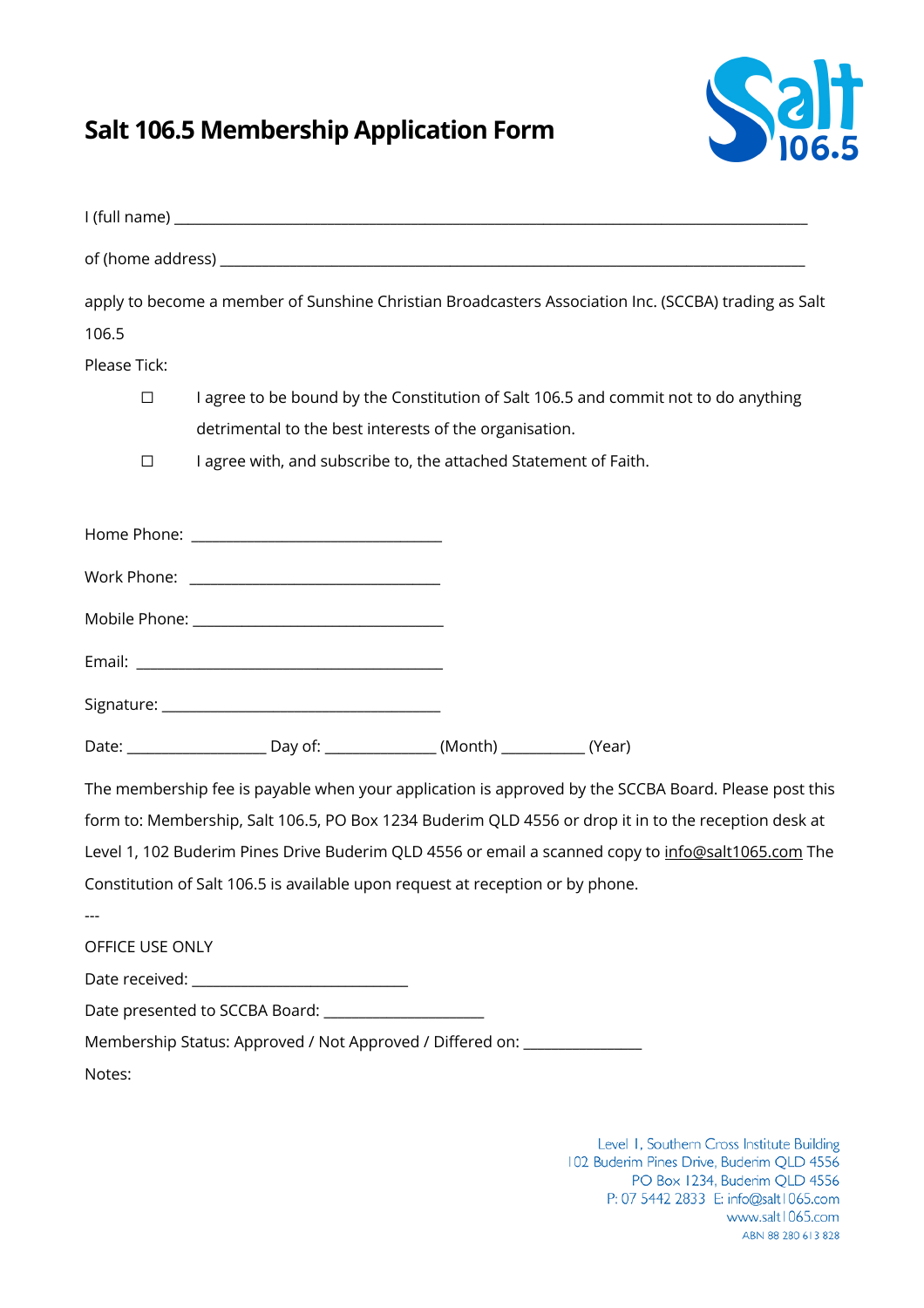# Salt 106.5 Membership Application Form

I (full name) ___________________________________________________________________________

of (home address) _______________________________________________________________________

apply to become a member of Sunshine Christian Broadcasters Association Inc. (SCCBA) trading as Salt 106.5

Please Tick:

☐ I agree to be bound by the Constitution of Salt 106.5 and commit not to do anything detrimental to the best interests of the organisation.

☐ I agree with, and subscribe to, the attached Statement of Faith.

Home Phone: ______________________________

Work Phone: ______________________________

Mobile Phone: ______________________________

Email: ____________________________________

Signature: _________________________________

Date: _________________ Day of: ______________ (Month) __________ (Year)

The membership fee is payable when your application is approved by the SCCBA Board. Please post this form to: Membership, Salt 106.5, PO Box 1234 Buderim QLD 4556 or drop it in to the reception desk at Level 1, 102 Buderim Pines Drive Buderim QLD 4556 or email a scanned copy to info@salt1065.com The Constitution of Salt 106.5 is available upon request at reception or by phone.

---

OFFICE USE ONLY

Date received: __________________________

Date presented to SCCBA Board: ____________________

Membership Status: Approved / Not Approved / Differed on: ______________

Notes:

Level 1, Southern Cross Institute Building
102 Buderim Pines Drive, Buderim QLD 4556
PO Box 1234, Buderim QLD 4556
P: 07 5442 2833 E: info@salt1065.com
www.salt1065.com
ABN 88 280 613 828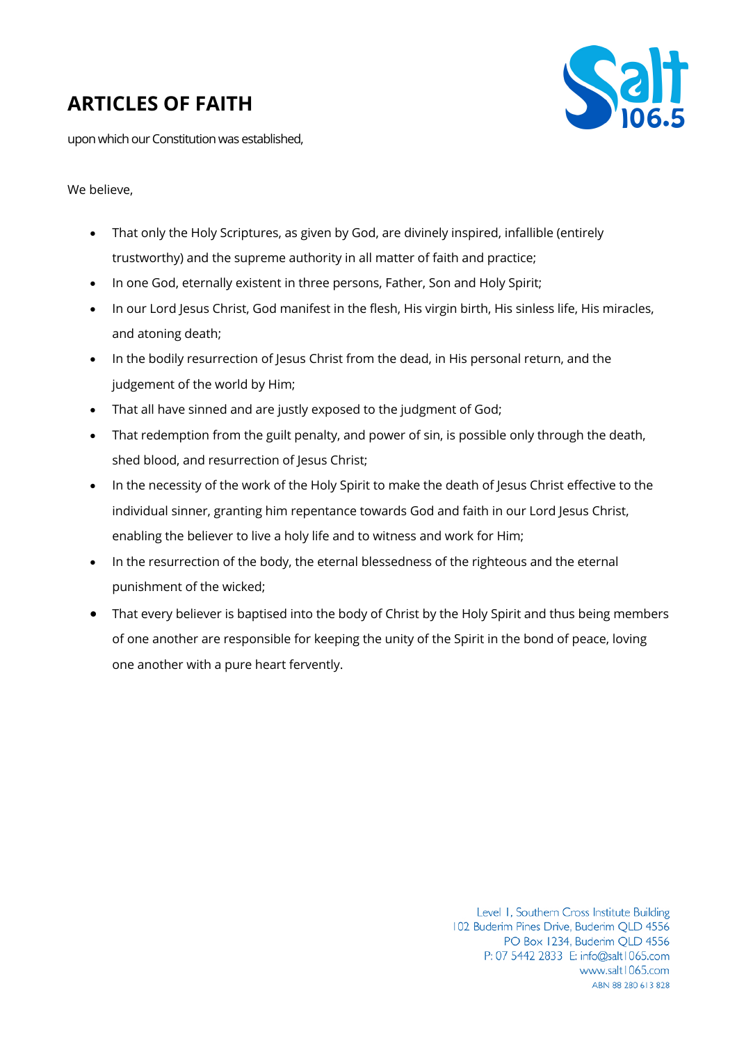# ARTICLES OF FAITH

upon which our Constitution was established,

We believe,

- That only the Holy Scriptures, as given by God, are divinely inspired, infallible (entirely trustworthy) and the supreme authority in all matter of faith and practice;
- In one God, eternally existent in three persons, Father, Son and Holy Spirit;
- In our Lord Jesus Christ, God manifest in the flesh, His virgin birth, His sinless life, His miracles, and atoning death;
- In the bodily resurrection of Jesus Christ from the dead, in His personal return, and the judgement of the world by Him;
- That all have sinned and are justly exposed to the judgment of God;
- That redemption from the guilt penalty, and power of sin, is possible only through the death, shed blood, and resurrection of Jesus Christ;
- In the necessity of the work of the Holy Spirit to make the death of Jesus Christ effective to the individual sinner, granting him repentance towards God and faith in our Lord Jesus Christ, enabling the believer to live a holy life and to witness and work for Him;
- In the resurrection of the body, the eternal blessedness of the righteous and the eternal punishment of the wicked;
- That every believer is baptised into the body of Christ by the Holy Spirit and thus being members of one another are responsible for keeping the unity of the Spirit in the bond of peace, loving one another with a pure heart fervently.

Level 1, Southern Cross Institute Building
102 Buderim Pines Drive, Buderim QLD 4556
PO Box 1234, Buderim QLD 4556
P: 07 5442 2833 E: info@salt1065.com
www.salt1065.com
ABN 88 280 613 828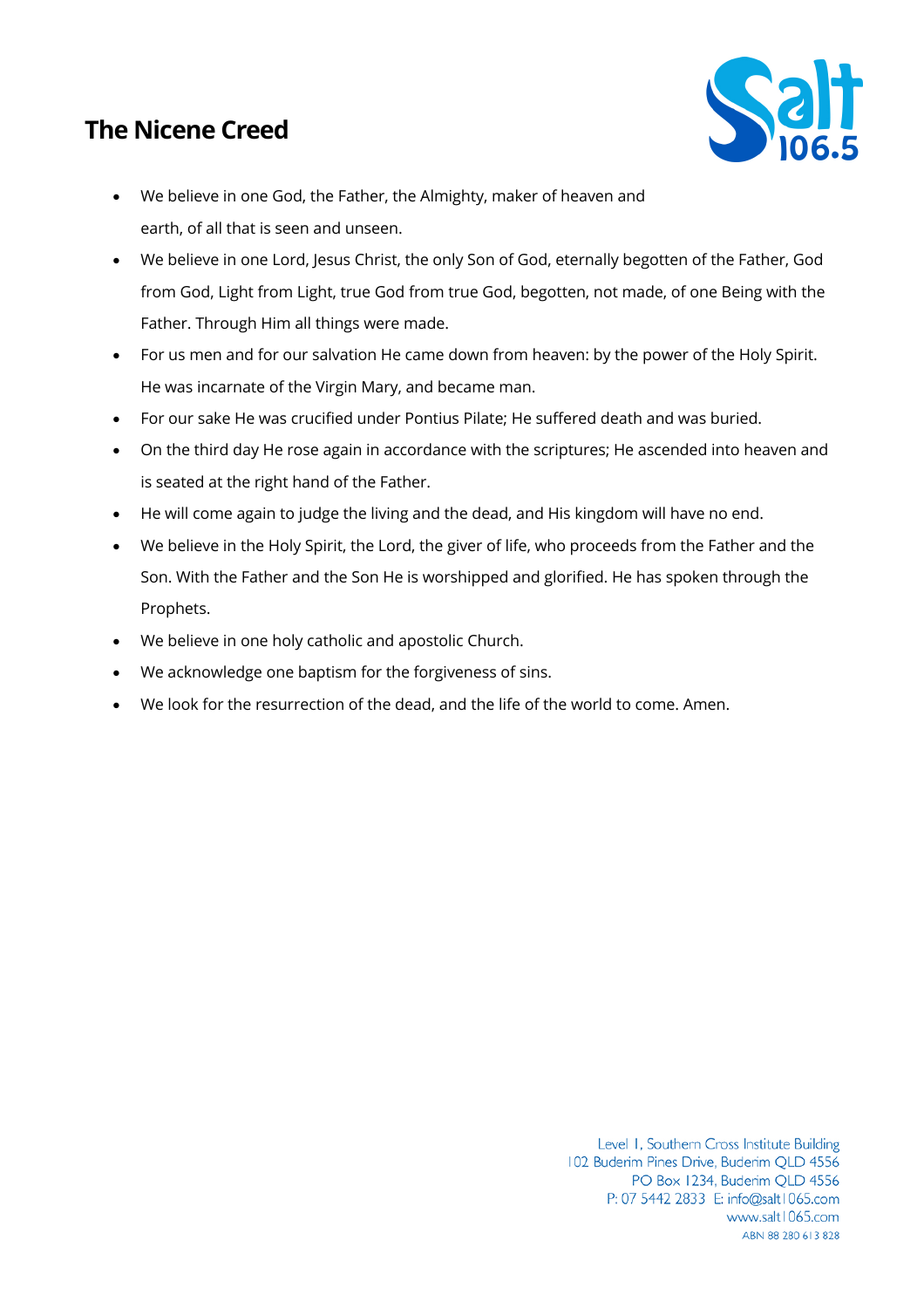## The Nicene Creed

- We believe in one God, the Father, the Almighty, maker of heaven and earth, of all that is seen and unseen.
- We believe in one Lord, Jesus Christ, the only Son of God, eternally begotten of the Father, God from God, Light from Light, true God from true God, begotten, not made, of one Being with the Father. Through Him all things were made.
- For us men and for our salvation He came down from heaven: by the power of the Holy Spirit. He was incarnate of the Virgin Mary, and became man.
- For our sake He was crucified under Pontius Pilate; He suffered death and was buried.
- On the third day He rose again in accordance with the scriptures; He ascended into heaven and is seated at the right hand of the Father.
- He will come again to judge the living and the dead, and His kingdom will have no end.
- We believe in the Holy Spirit, the Lord, the giver of life, who proceeds from the Father and the Son. With the Father and the Son He is worshipped and glorified. He has spoken through the Prophets.
- We believe in one holy catholic and apostolic Church.
- We acknowledge one baptism for the forgiveness of sins.
- We look for the resurrection of the dead, and the life of the world to come. Amen.

Level 1, Southern Cross Institute Building
102 Buderim Pines Drive, Buderim QLD 4556
PO Box 1234, Buderim QLD 4556
P: 07 5442 2833 E: info@salt1065.com
www.salt1065.com
ABN 88 280 613 828